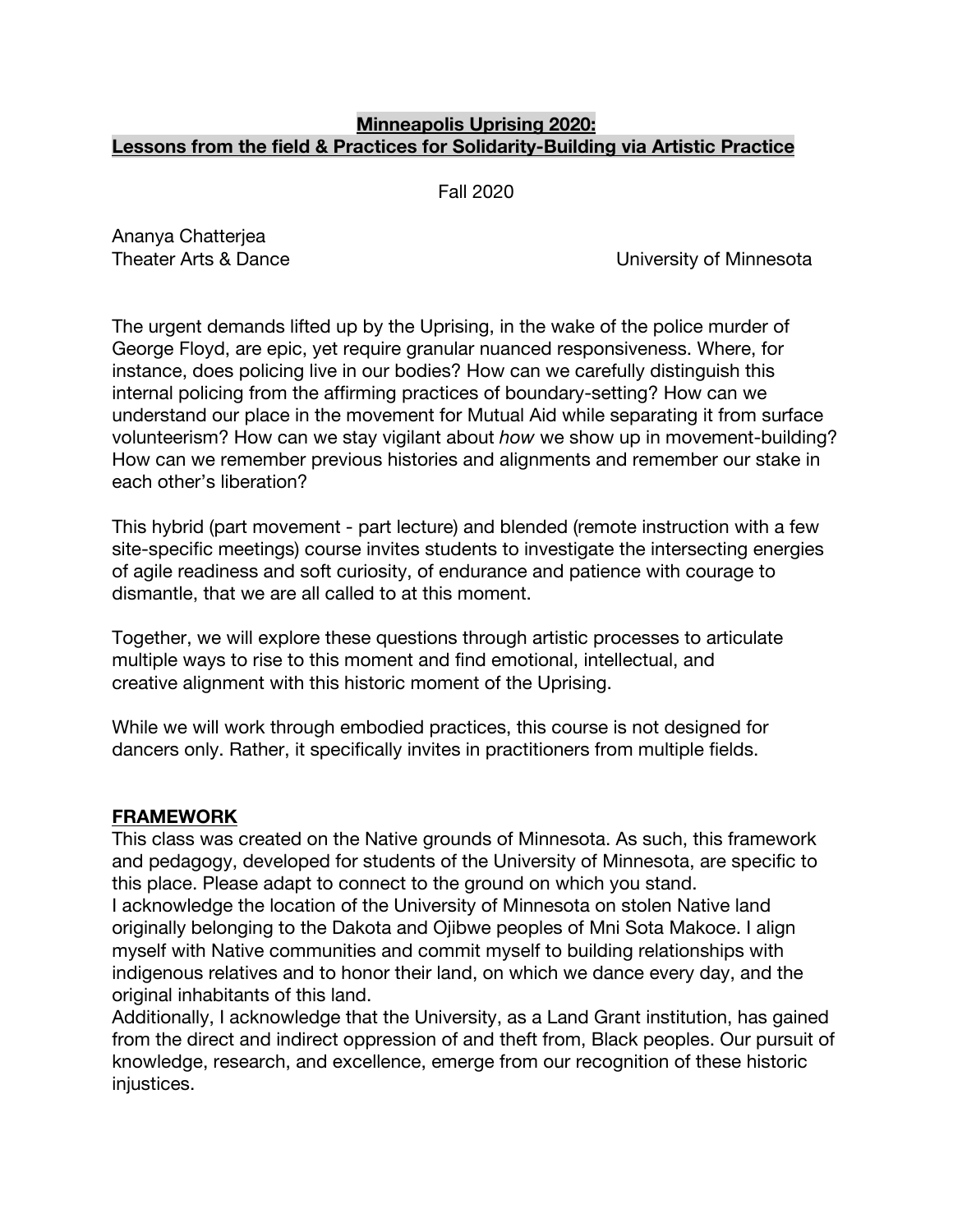# **Minneapolis Uprising 2020:**
# **Lessons from the field & Practices for Solidarity-Building via Artistic Practice**

Fall 2020

Ananya Chatterjea
Theater Arts & Dance — University of Minnesota

The urgent demands lifted up by the Uprising, in the wake of the police murder of George Floyd, are epic, yet require granular nuanced responsiveness. Where, for instance, does policing live in our bodies? How can we carefully distinguish this internal policing from the affirming practices of boundary-setting? How can we understand our place in the movement for Mutual Aid while separating it from surface volunteerism? How can we stay vigilant about *how* we show up in movement-building? How can we remember previous histories and alignments and remember our stake in each other's liberation?

This hybrid (part movement - part lecture) and blended (remote instruction with a few site-specific meetings) course invites students to investigate the intersecting energies of agile readiness and soft curiosity, of endurance and patience with courage to dismantle, that we are all called to at this moment.

Together, we will explore these questions through artistic processes to articulate multiple ways to rise to this moment and find emotional, intellectual, and creative alignment with this historic moment of the Uprising.

While we will work through embodied practices, this course is not designed for dancers only. Rather, it specifically invites in practitioners from multiple fields.

## **FRAMEWORK**

This class was created on the Native grounds of Minnesota. As such, this framework and pedagogy, developed for students of the University of Minnesota, are specific to this place. Please adapt to connect to the ground on which you stand.
I acknowledge the location of the University of Minnesota on stolen Native land originally belonging to the Dakota and Ojibwe peoples of Mni Sota Makoce. I align myself with Native communities and commit myself to building relationships with indigenous relatives and to honor their land, on which we dance every day, and the original inhabitants of this land.
Additionally, I acknowledge that the University, as a Land Grant institution, has gained from the direct and indirect oppression of and theft from, Black peoples. Our pursuit of knowledge, research, and excellence, emerge from our recognition of these historic injustices.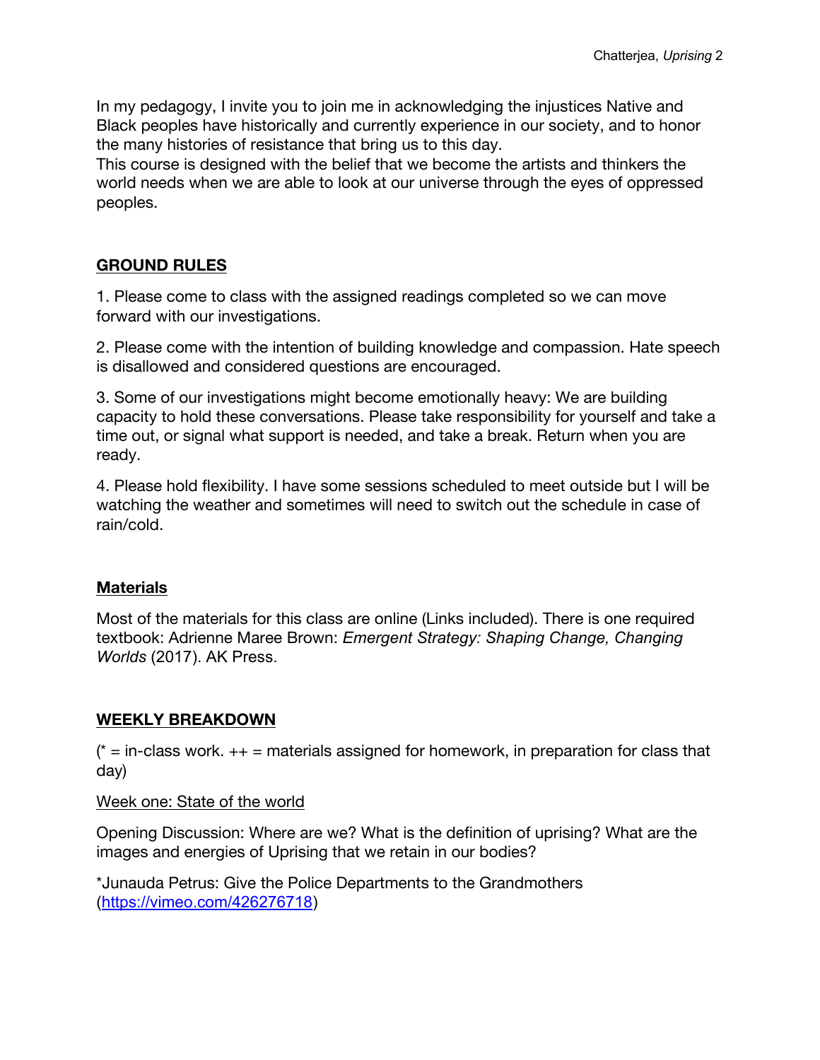In my pedagogy, I invite you to join me in acknowledging the injustices Native and Black peoples have historically and currently experience in our society, and to honor the many histories of resistance that bring us to this day.
This course is designed with the belief that we become the artists and thinkers the world needs when we are able to look at our universe through the eyes of oppressed peoples.

## GROUND RULES

1. Please come to class with the assigned readings completed so we can move forward with our investigations.

2. Please come with the intention of building knowledge and compassion. Hate speech is disallowed and considered questions are encouraged.

3. Some of our investigations might become emotionally heavy: We are building capacity to hold these conversations. Please take responsibility for yourself and take a time out, or signal what support is needed, and take a break. Return when you are ready.

4. Please hold flexibility. I have some sessions scheduled to meet outside but I will be watching the weather and sometimes will need to switch out the schedule in case of rain/cold.

## Materials

Most of the materials for this class are online (Links included). There is one required textbook: Adrienne Maree Brown: *Emergent Strategy: Shaping Change, Changing Worlds* (2017). AK Press.

## WEEKLY BREAKDOWN

(* = in-class work. ++ = materials assigned for homework, in preparation for class that day)

### Week one: State of the world

Opening Discussion: Where are we? What is the definition of uprising? What are the images and energies of Uprising that we retain in our bodies?

*Junauda Petrus: Give the Police Departments to the Grandmothers (https://vimeo.com/426276718)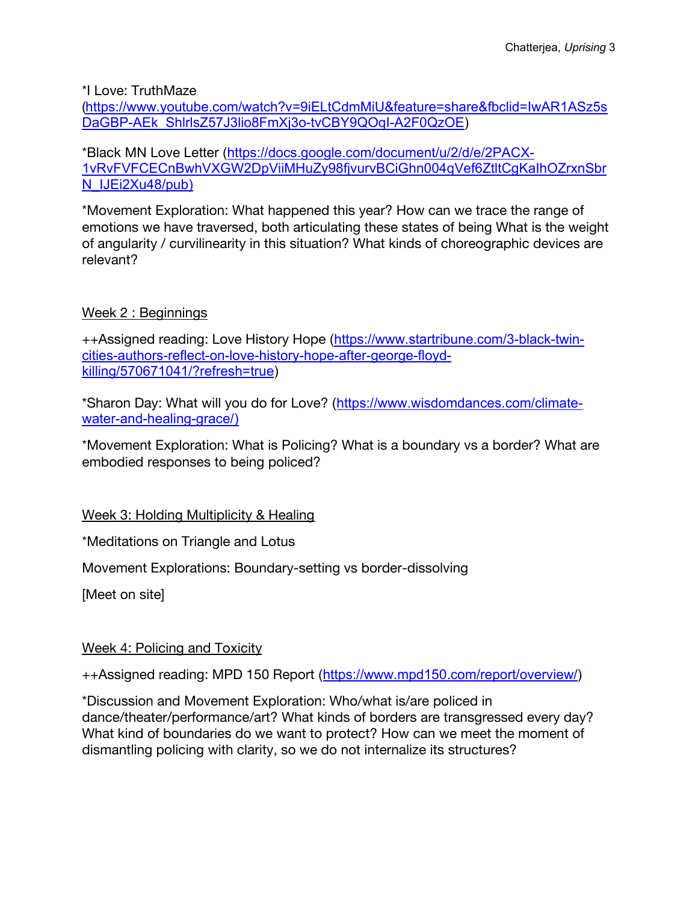*I Love: TruthMaze ([https://www.youtube.com/watch?v=9iELtCdmMiU&feature=share&fbclid=IwAR1ASz5sDaGBP-AEk_ShlrlsZ57J3lio8FmXj3o-tvCBY9QOqI-A2F0QzOE](https://www.youtube.com/watch?v=9iELtCdmMiU&feature=share&fbclid=IwAR1ASz5sDaGBP-AEk_ShlrlsZ57J3lio8FmXj3o-tvCBY9QOqI-A2F0QzOE))

*Black MN Love Letter ([https://docs.google.com/document/u/2/d/e/2PACX-1vRvFVFCECnBwhVXGW2DpViiMHuZy98fjvurvBCiGhn004qVef6ZtltCgKaIhOZrxnSbrN_IJEi2Xu48/pub)](https://docs.google.com/document/u/2/d/e/2PACX-1vRvFVFCECnBwhVXGW2DpViiMHuZy98fjvurvBCiGhn004qVef6ZtltCgKaIhOZrxnSbrN_IJEi2Xu48/pub)

*Movement Exploration: What happened this year? How can we trace the range of emotions we have traversed, both articulating these states of being What is the weight of angularity / curvilinearity in this situation? What kinds of choreographic devices are relevant?

## Week 2 : Beginnings

++Assigned reading: Love History Hope ([https://www.startribune.com/3-black-twin-cities-authors-reflect-on-love-history-hope-after-george-floyd-killing/570671041/?refresh=true](https://www.startribune.com/3-black-twin-cities-authors-reflect-on-love-history-hope-after-george-floyd-killing/570671041/?refresh=true))

*Sharon Day: What will you do for Love? ([https://www.wisdomdances.com/climate-water-and-healing-grace/)](https://www.wisdomdances.com/climate-water-and-healing-grace/)

*Movement Exploration: What is Policing? What is a boundary vs a border? What are embodied responses to being policed?

## Week 3: Holding Multiplicity & Healing

*Meditations on Triangle and Lotus

Movement Explorations: Boundary-setting vs border-dissolving

[Meet on site]

## Week 4: Policing and Toxicity

++Assigned reading: MPD 150 Report ([https://www.mpd150.com/report/overview/](https://www.mpd150.com/report/overview/))

*Discussion and Movement Exploration: Who/what is/are policed in dance/theater/performance/art? What kinds of borders are transgressed every day? What kind of boundaries do we want to protect? How can we meet the moment of dismantling policing with clarity, so we do not internalize its structures?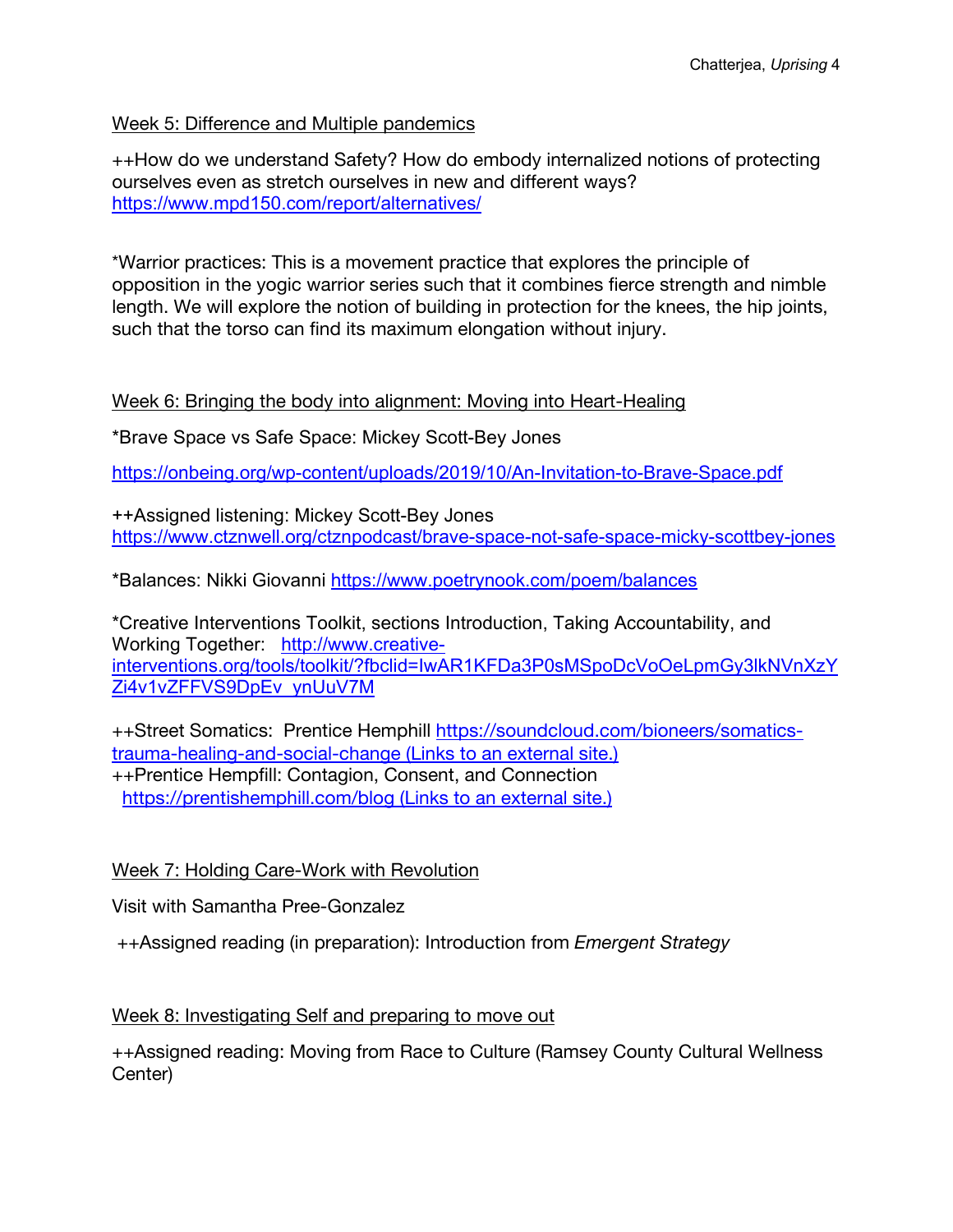<u>Week 5: Difference and Multiple pandemics</u>

++How do we understand Safety? How do embody internalized notions of protecting ourselves even as stretch ourselves in new and different ways?
[https://www.mpd150.com/report/alternatives/](https://www.mpd150.com/report/alternatives/)

*Warrior practices: This is a movement practice that explores the principle of opposition in the yogic warrior series such that it combines fierce strength and nimble length. We will explore the notion of building in protection for the knees, the hip joints, such that the torso can find its maximum elongation without injury.

<u>Week 6: Bringing the body into alignment: Moving into Heart-Healing</u>

*Brave Space vs Safe Space: Mickey Scott-Bey Jones

[https://onbeing.org/wp-content/uploads/2019/10/An-Invitation-to-Brave-Space.pdf](https://onbeing.org/wp-content/uploads/2019/10/An-Invitation-to-Brave-Space.pdf)

++Assigned listening: Mickey Scott-Bey Jones
[https://www.ctznwell.org/ctznpodcast/brave-space-not-safe-space-micky-scottbey-jones](https://www.ctznwell.org/ctznpodcast/brave-space-not-safe-space-micky-scottbey-jones)

*Balances: Nikki Giovanni [https://www.poetrynook.com/poem/balances](https://www.poetrynook.com/poem/balances)

*Creative Interventions Toolkit, sections Introduction, Taking Accountability, and Working Together: [http://www.creative-interventions.org/tools/toolkit/?fbclid=IwAR1KFDa3P0sMSpoDcVoOeLpmGy3lkNVnXzYZi4v1vZFFVS9DpEv_ynUuV7M](http://www.creative-interventions.org/tools/toolkit/?fbclid=IwAR1KFDa3P0sMSpoDcVoOeLpmGy3lkNVnXzYZi4v1vZFFVS9DpEv_ynUuV7M)

++Street Somatics: Prentice Hemphill [https://soundcloud.com/bioneers/somatics-trauma-healing-and-social-change (Links to an external site.)](https://soundcloud.com/bioneers/somatics-trauma-healing-and-social-change)
++Prentice Hempfill: Contagion, Consent, and Connection
[https://prentishemphill.com/blog (Links to an external site.)](https://prentishemphill.com/blog)

<u>Week 7: Holding Care-Work with Revolution</u>

Visit with Samantha Pree-Gonzalez

++Assigned reading (in preparation): Introduction from *Emergent Strategy*

<u>Week 8: Investigating Self and preparing to move out</u>

++Assigned reading: Moving from Race to Culture (Ramsey County Cultural Wellness Center)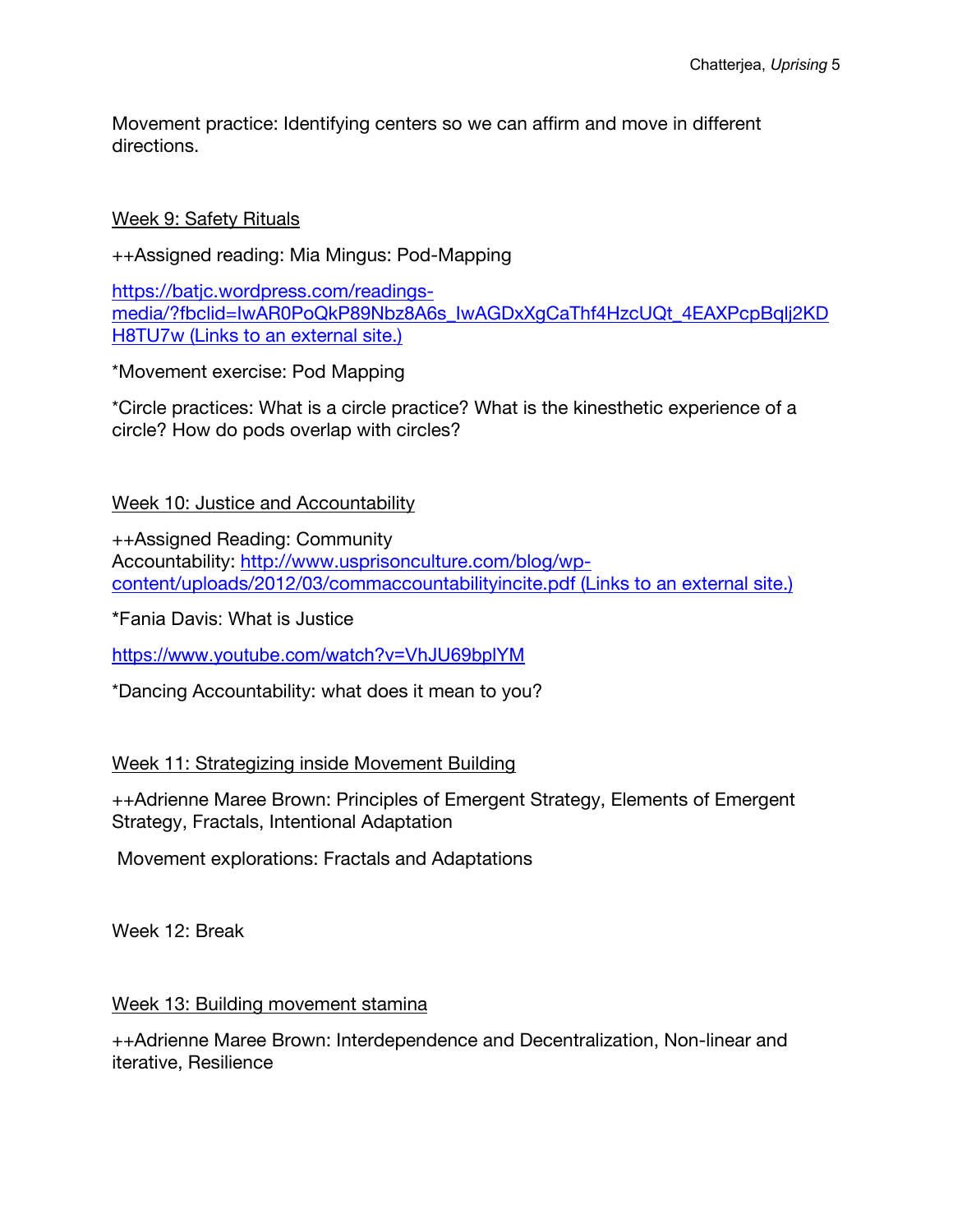Movement practice: Identifying centers so we can affirm and move in different directions.

Week 9: Safety Rituals

++Assigned reading: Mia Mingus: Pod-Mapping

[https://batjc.wordpress.com/readings-media/?fbclid=IwAR0PoQkP89Nbz8A6s_IwAGDxXgCaThf4HzcUQt_4EAXPcpBqlj2KDH8TU7w (Links to an external site.)](https://batjc.wordpress.com/readings-media/?fbclid=IwAR0PoQkP89Nbz8A6s_IwAGDxXgCaThf4HzcUQt_4EAXPcpBqlj2KDH8TU7w)

*Movement exercise: Pod Mapping

*Circle practices: What is a circle practice? What is the kinesthetic experience of a circle? How do pods overlap with circles?

Week 10: Justice and Accountability

++Assigned Reading: Community Accountability: [http://www.usprisonculture.com/blog/wp-content/uploads/2012/03/commaccountabilityincite.pdf (Links to an external site.)](http://www.usprisonculture.com/blog/wp-content/uploads/2012/03/commaccountabilityincite.pdf)

*Fania Davis: What is Justice

[https://www.youtube.com/watch?v=VhJU69bplYM](https://www.youtube.com/watch?v=VhJU69bplYM)

*Dancing Accountability: what does it mean to you?

Week 11: Strategizing inside Movement Building

++Adrienne Maree Brown: Principles of Emergent Strategy, Elements of Emergent Strategy, Fractals, Intentional Adaptation

Movement explorations: Fractals and Adaptations

Week 12: Break

Week 13: Building movement stamina

++Adrienne Maree Brown: Interdependence and Decentralization, Non-linear and iterative, Resilience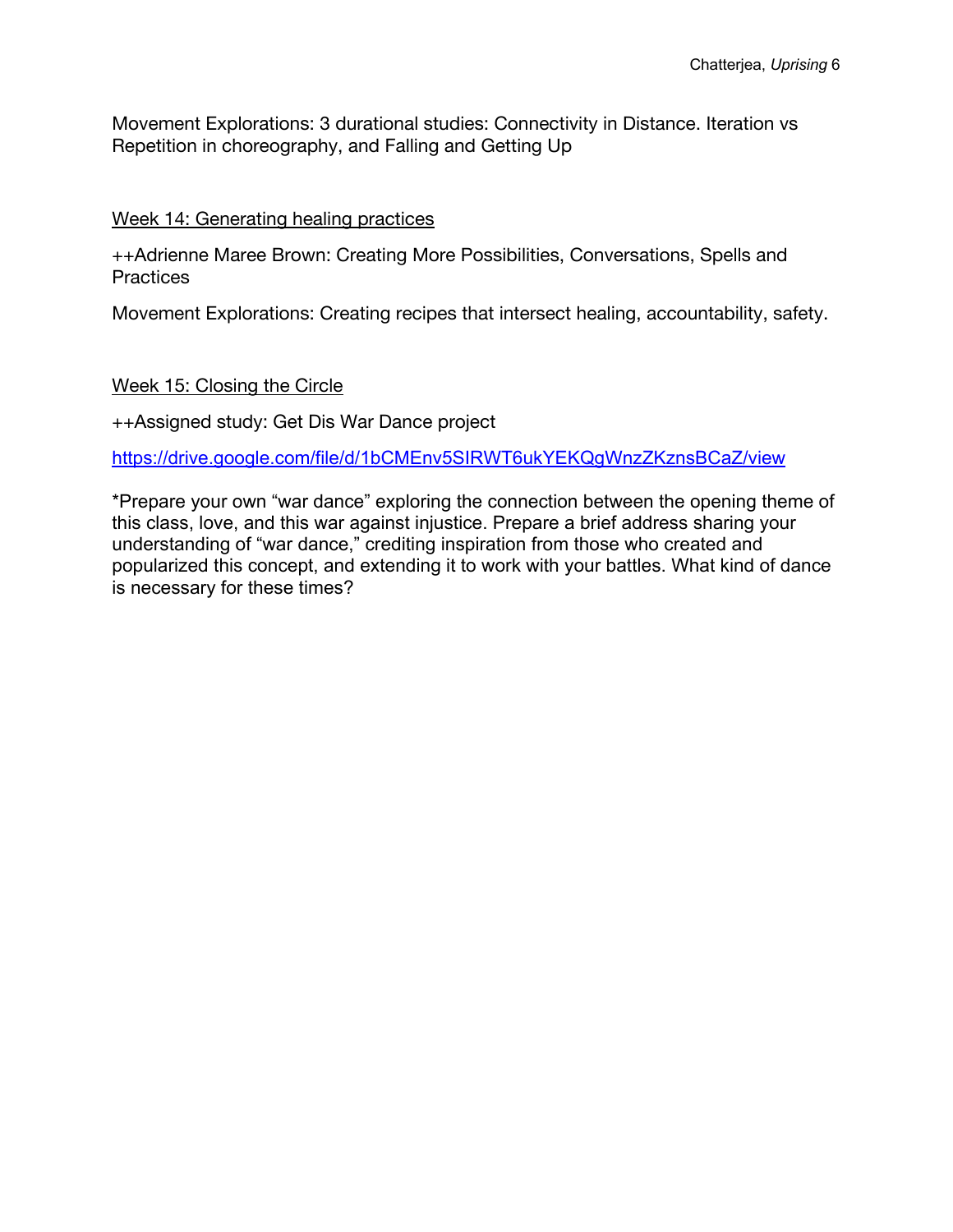Movement Explorations: 3 durational studies: Connectivity in Distance. Iteration vs Repetition in choreography, and Falling and Getting Up

Week 14: Generating healing practices

++Adrienne Maree Brown: Creating More Possibilities, Conversations, Spells and Practices

Movement Explorations: Creating recipes that intersect healing, accountability, safety.

Week 15: Closing the Circle

++Assigned study: Get Dis War Dance project

https://drive.google.com/file/d/1bCMEnv5SIRWT6ukYEKQgWnzZKznsBCaZ/view

*Prepare your own "war dance" exploring the connection between the opening theme of this class, love, and this war against injustice. Prepare a brief address sharing your understanding of "war dance," crediting inspiration from those who created and popularized this concept, and extending it to work with your battles. What kind of dance is necessary for these times?